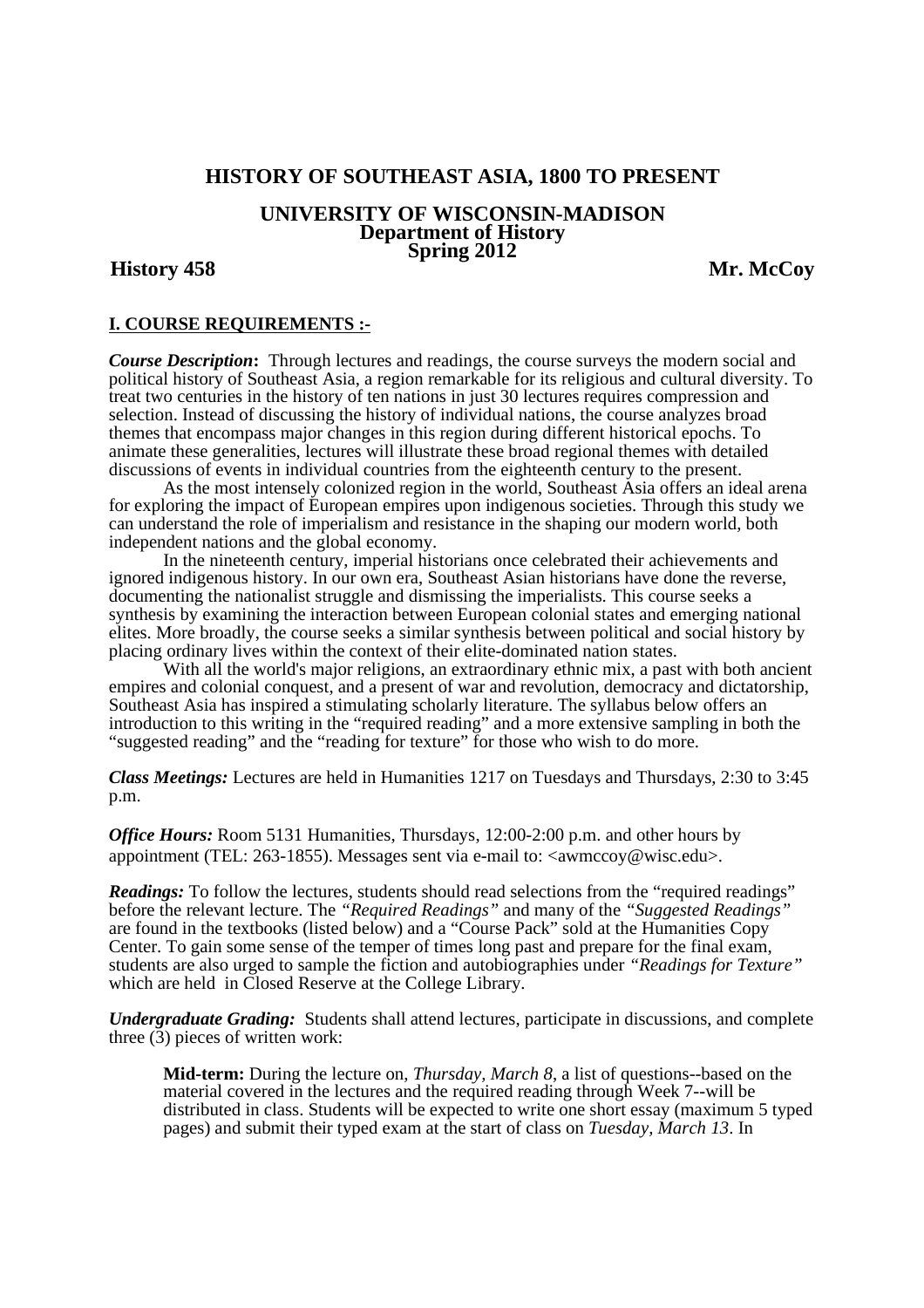# HISTORY OF SOUTHEAST ASIA, 1800 TO PRESENT

## UNIVERSITY OF WISCONSIN-MADISON
## Department of History
## Spring 2012

**History 458** **Mr. McCoy**

### I. COURSE REQUIREMENTS :-

***Course Description*:** Through lectures and readings, the course surveys the modern social and political history of Southeast Asia, a region remarkable for its religious and cultural diversity. To treat two centuries in the history of ten nations in just 30 lectures requires compression and selection. Instead of discussing the history of individual nations, the course analyzes broad themes that encompass major changes in this region during different historical epochs. To animate these generalities, lectures will illustrate these broad regional themes with detailed discussions of events in individual countries from the eighteenth century to the present.

As the most intensely colonized region in the world, Southeast Asia offers an ideal arena for exploring the impact of European empires upon indigenous societies. Through this study we can understand the role of imperialism and resistance in the shaping our modern world, both independent nations and the global economy.

In the nineteenth century, imperial historians once celebrated their achievements and ignored indigenous history. In our own era, Southeast Asian historians have done the reverse, documenting the nationalist struggle and dismissing the imperialists. This course seeks a synthesis by examining the interaction between European colonial states and emerging national elites. More broadly, the course seeks a similar synthesis between political and social history by placing ordinary lives within the context of their elite-dominated nation states.

With all the world's major religions, an extraordinary ethnic mix, a past with both ancient empires and colonial conquest, and a present of war and revolution, democracy and dictatorship, Southeast Asia has inspired a stimulating scholarly literature. The syllabus below offers an introduction to this writing in the "required reading" and a more extensive sampling in both the "suggested reading" and the "reading for texture" for those who wish to do more.

***Class Meetings:*** Lectures are held in Humanities 1217 on Tuesdays and Thursdays, 2:30 to 3:45 p.m.

***Office Hours:*** Room 5131 Humanities, Thursdays, 12:00-2:00 p.m. and other hours by appointment (TEL: 263-1855). Messages sent via e-mail to: <awmccoy@wisc.edu>.

***Readings:*** To follow the lectures, students should read selections from the "required readings" before the relevant lecture. The *"Required Readings"* and many of the *"Suggested Readings"* are found in the textbooks (listed below) and a "Course Pack" sold at the Humanities Copy Center. To gain some sense of the temper of times long past and prepare for the final exam, students are also urged to sample the fiction and autobiographies under *"Readings for Texture"* which are held in Closed Reserve at the College Library.

***Undergraduate Grading:*** Students shall attend lectures, participate in discussions, and complete three (3) pieces of written work:

> **Mid-term:** During the lecture on, *Thursday, March 8*, a list of questions--based on the material covered in the lectures and the required reading through Week 7--will be distributed in class. Students will be expected to write one short essay (maximum 5 typed pages) and submit their typed exam at the start of class on *Tuesday, March 13*. In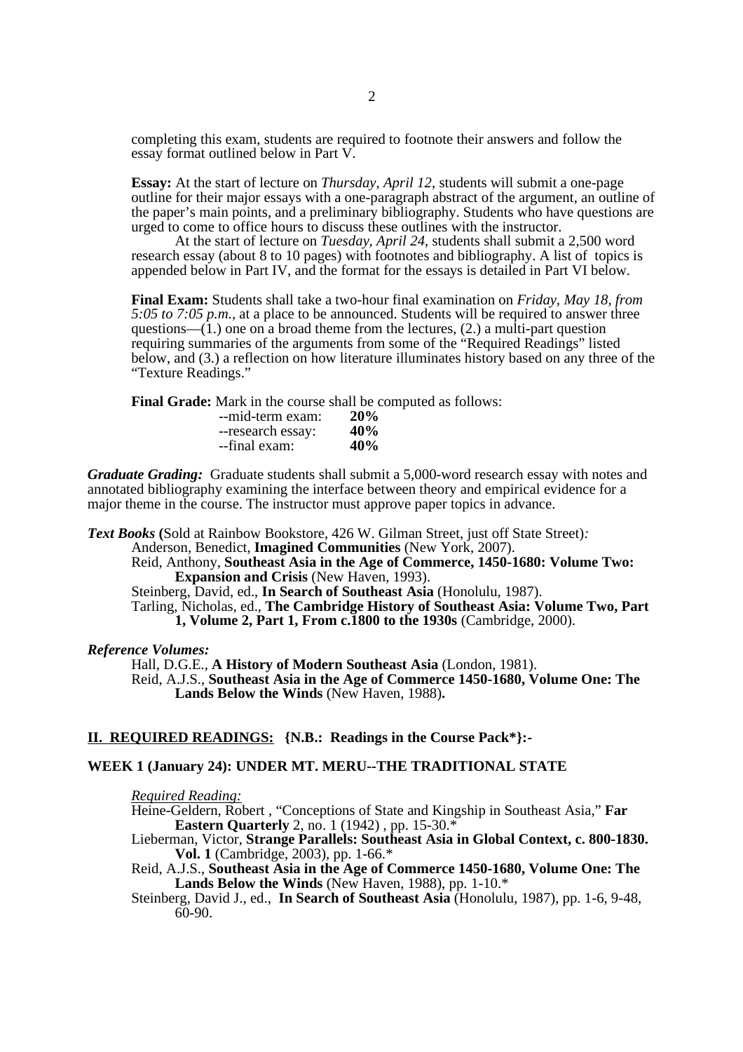completing this exam, students are required to footnote their answers and follow the essay format outlined below in Part V.

**Essay:** At the start of lecture on *Thursday, April 12*, students will submit a one-page outline for their major essays with a one-paragraph abstract of the argument, an outline of the paper's main points, and a preliminary bibliography. Students who have questions are urged to come to office hours to discuss these outlines with the instructor.

At the start of lecture on *Tuesday, April 24*, students shall submit a 2,500 word research essay (about 8 to 10 pages) with footnotes and bibliography. A list of topics is appended below in Part IV, and the format for the essays is detailed in Part VI below.

**Final Exam:** Students shall take a two-hour final examination on *Friday, May 18, from 5:05 to 7:05 p.m.*, at a place to be announced. Students will be required to answer three questions—(1.) one on a broad theme from the lectures, (2.) a multi-part question requiring summaries of the arguments from some of the "Required Readings" listed below, and (3.) a reflection on how literature illuminates history based on any three of the "Texture Readings."

**Final Grade:** Mark in the course shall be computed as follows:

| | |
|---|---|
| --mid-term exam: | **20%** |
| --research essay: | **40%** |
| --final exam: | **40%** |

***Graduate Grading:*** Graduate students shall submit a 5,000-word research essay with notes and annotated bibliography examining the interface between theory and empirical evidence for a major theme in the course. The instructor must approve paper topics in advance.

***Text Books*** **(**Sold at Rainbow Bookstore, 426 W. Gilman Street, just off State Street)*:*

Anderson, Benedict, **Imagined Communities** (New York, 2007).
Reid, Anthony, **Southeast Asia in the Age of Commerce, 1450-1680: Volume Two: Expansion and Crisis** (New Haven, 1993).
Steinberg, David, ed., **In Search of Southeast Asia** (Honolulu, 1987).
Tarling, Nicholas, ed., **The Cambridge History of Southeast Asia: Volume Two, Part 1, Volume 2, Part 1, From c.1800 to the 1930s** (Cambridge, 2000).

***Reference Volumes:***

Hall, D.G.E., **A History of Modern Southeast Asia** (London, 1981).
Reid, A.J.S., **Southeast Asia in the Age of Commerce 1450-1680, Volume One: The Lands Below the Winds** (New Haven, 1988)**.**

## II. REQUIRED READINGS: {N.B.: Readings in the Course Pack*}:-

### WEEK 1 (January 24): UNDER MT. MERU--THE TRADITIONAL STATE

*Required Reading:*

Heine-Geldern, Robert , "Conceptions of State and Kingship in Southeast Asia," **Far Eastern Quarterly** 2, no. 1 (1942) , pp. 15-30.*
Lieberman, Victor, **Strange Parallels: Southeast Asia in Global Context, c. 800-1830. Vol. 1** (Cambridge, 2003), pp. 1-66.*
Reid, A.J.S., **Southeast Asia in the Age of Commerce 1450-1680, Volume One: The Lands Below the Winds** (New Haven, 1988), pp. 1-10.*
Steinberg, David J., ed., **In Search of Southeast Asia** (Honolulu, 1987), pp. 1-6, 9-48, 60-90.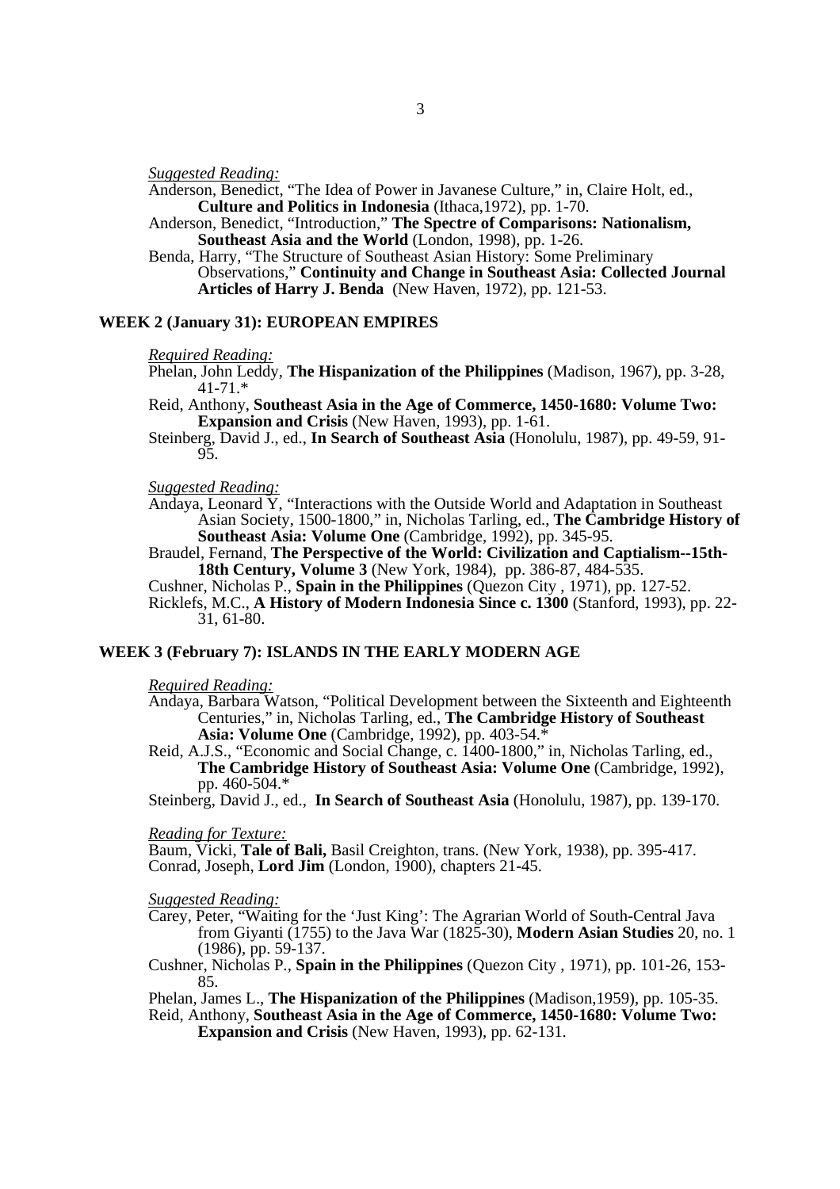*Suggested Reading:*

Anderson, Benedict, "The Idea of Power in Javanese Culture," in, Claire Holt, ed., **Culture and Politics in Indonesia** (Ithaca,1972), pp. 1-70.

Anderson, Benedict, "Introduction," **The Spectre of Comparisons: Nationalism, Southeast Asia and the World** (London, 1998), pp. 1-26.

Benda, Harry, "The Structure of Southeast Asian History: Some Preliminary Observations," **Continuity and Change in Southeast Asia: Collected Journal Articles of Harry J. Benda** (New Haven, 1972), pp. 121-53.

## WEEK 2 (January 31): EUROPEAN EMPIRES

*Required Reading:*

Phelan, John Leddy, **The Hispanization of the Philippines** (Madison, 1967), pp. 3-28, 41-71.*

Reid, Anthony, **Southeast Asia in the Age of Commerce, 1450-1680: Volume Two: Expansion and Crisis** (New Haven, 1993), pp. 1-61.

Steinberg, David J., ed., **In Search of Southeast Asia** (Honolulu, 1987), pp. 49-59, 91-95.

*Suggested Reading:*

Andaya, Leonard Y, "Interactions with the Outside World and Adaptation in Southeast Asian Society, 1500-1800," in, Nicholas Tarling, ed., **The Cambridge History of Southeast Asia: Volume One** (Cambridge, 1992), pp. 345-95.

Braudel, Fernand, **The Perspective of the World: Civilization and Captialism--15th-18th Century, Volume 3** (New York, 1984), pp. 386-87, 484-535.

Cushner, Nicholas P., **Spain in the Philippines** (Quezon City , 1971), pp. 127-52.

Ricklefs, M.C., **A History of Modern Indonesia Since c. 1300** (Stanford, 1993), pp. 22-31, 61-80.

## WEEK 3 (February 7): ISLANDS IN THE EARLY MODERN AGE

*Required Reading:*

Andaya, Barbara Watson, "Political Development between the Sixteenth and Eighteenth Centuries," in, Nicholas Tarling, ed., **The Cambridge History of Southeast Asia: Volume One** (Cambridge, 1992), pp. 403-54.*

Reid, A.J.S., "Economic and Social Change, c. 1400-1800," in, Nicholas Tarling, ed., **The Cambridge History of Southeast Asia: Volume One** (Cambridge, 1992), pp. 460-504.*

Steinberg, David J., ed., **In Search of Southeast Asia** (Honolulu, 1987), pp. 139-170.

*Reading for Texture:*

Baum, Vicki, **Tale of Bali,** Basil Creighton, trans. (New York, 1938), pp. 395-417.

Conrad, Joseph, **Lord Jim** (London, 1900), chapters 21-45.

*Suggested Reading:*

Carey, Peter, "Waiting for the 'Just King': The Agrarian World of South-Central Java from Giyanti (1755) to the Java War (1825-30), **Modern Asian Studies** 20, no. 1 (1986), pp. 59-137.

Cushner, Nicholas P., **Spain in the Philippines** (Quezon City , 1971), pp. 101-26, 153-85.

Phelan, James L., **The Hispanization of the Philippines** (Madison,1959), pp. 105-35.

Reid, Anthony, **Southeast Asia in the Age of Commerce, 1450-1680: Volume Two: Expansion and Crisis** (New Haven, 1993), pp. 62-131.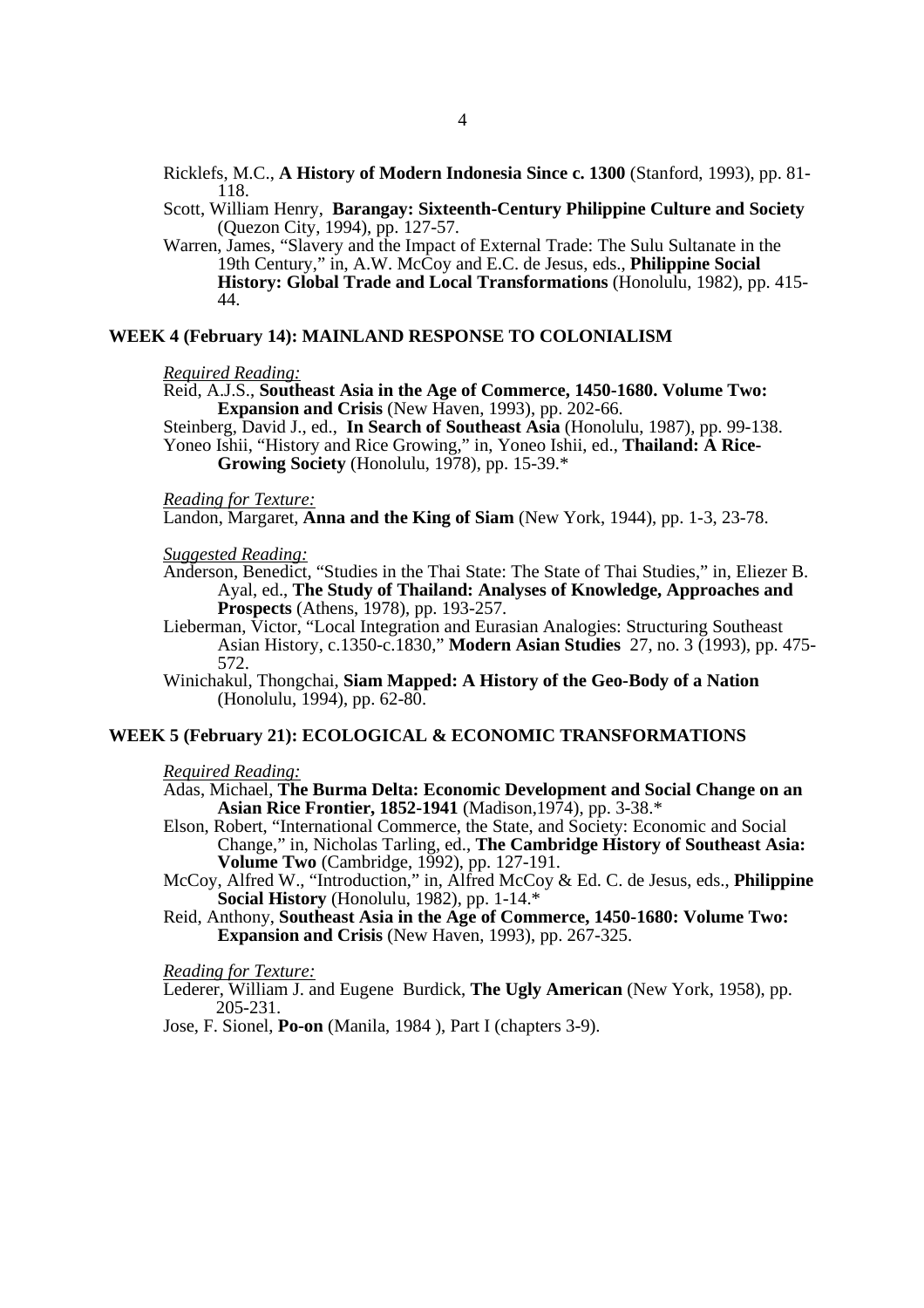Ricklefs, M.C., **A History of Modern Indonesia Since c. 1300** (Stanford, 1993), pp. 81-118.

Scott, William Henry, **Barangay: Sixteenth-Century Philippine Culture and Society** (Quezon City, 1994), pp. 127-57.

Warren, James, "Slavery and the Impact of External Trade: The Sulu Sultanate in the 19th Century," in, A.W. McCoy and E.C. de Jesus, eds., **Philippine Social History: Global Trade and Local Transformations** (Honolulu, 1982), pp. 415-44.

### WEEK 4 (February 14): MAINLAND RESPONSE TO COLONIALISM

*Required Reading:*

Reid, A.J.S., **Southeast Asia in the Age of Commerce, 1450-1680. Volume Two: Expansion and Crisis** (New Haven, 1993), pp. 202-66.

Steinberg, David J., ed., **In Search of Southeast Asia** (Honolulu, 1987), pp. 99-138.

Yoneo Ishii, "History and Rice Growing," in, Yoneo Ishii, ed., **Thailand: A Rice-Growing Society** (Honolulu, 1978), pp. 15-39.*

*Reading for Texture:*

Landon, Margaret, **Anna and the King of Siam** (New York, 1944), pp. 1-3, 23-78.

*Suggested Reading:*

Anderson, Benedict, "Studies in the Thai State: The State of Thai Studies," in, Eliezer B. Ayal, ed., **The Study of Thailand: Analyses of Knowledge, Approaches and Prospects** (Athens, 1978), pp. 193-257.

Lieberman, Victor, "Local Integration and Eurasian Analogies: Structuring Southeast Asian History, c.1350-c.1830," **Modern Asian Studies** 27, no. 3 (1993), pp. 475-572.

Winichakul, Thongchai, **Siam Mapped: A History of the Geo-Body of a Nation** (Honolulu, 1994), pp. 62-80.

### WEEK 5 (February 21): ECOLOGICAL & ECONOMIC TRANSFORMATIONS

*Required Reading:*

Adas, Michael, **The Burma Delta: Economic Development and Social Change on an Asian Rice Frontier, 1852-1941** (Madison,1974), pp. 3-38.*

Elson, Robert, "International Commerce, the State, and Society: Economic and Social Change," in, Nicholas Tarling, ed., **The Cambridge History of Southeast Asia: Volume Two** (Cambridge, 1992), pp. 127-191.

McCoy, Alfred W., "Introduction," in, Alfred McCoy & Ed. C. de Jesus, eds., **Philippine Social History** (Honolulu, 1982), pp. 1-14.*

Reid, Anthony, **Southeast Asia in the Age of Commerce, 1450-1680: Volume Two: Expansion and Crisis** (New Haven, 1993), pp. 267-325.

*Reading for Texture:*

Lederer, William J. and Eugene Burdick, **The Ugly American** (New York, 1958), pp. 205-231.

Jose, F. Sionel, **Po-on** (Manila, 1984 ), Part I (chapters 3-9).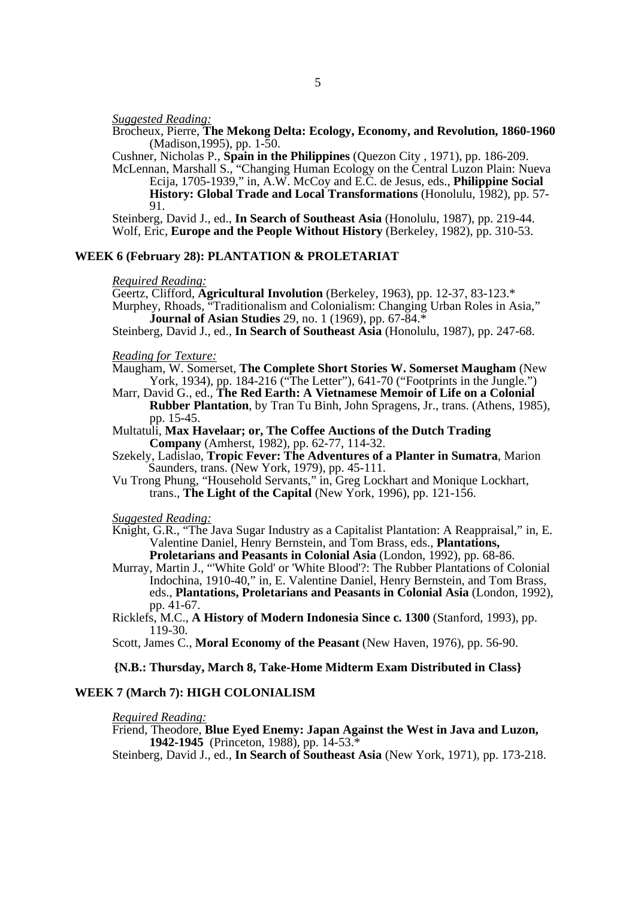*Suggested Reading:*

Brocheux, Pierre, **The Mekong Delta: Ecology, Economy, and Revolution, 1860-1960** (Madison,1995), pp. 1-50.

Cushner, Nicholas P., **Spain in the Philippines** (Quezon City , 1971), pp. 186-209.

McLennan, Marshall S., "Changing Human Ecology on the Central Luzon Plain: Nueva Ecija, 1705-1939," in, A.W. McCoy and E.C. de Jesus, eds., **Philippine Social History: Global Trade and Local Transformations** (Honolulu, 1982), pp. 57-91.

Steinberg, David J., ed., **In Search of Southeast Asia** (Honolulu, 1987), pp. 219-44.

Wolf, Eric, **Europe and the People Without History** (Berkeley, 1982), pp. 310-53.

## WEEK 6 (February 28): PLANTATION & PROLETARIAT

*Required Reading:*

Geertz, Clifford, **Agricultural Involution** (Berkeley, 1963), pp. 12-37, 83-123.*

Murphey, Rhoads, "Traditionalism and Colonialism: Changing Urban Roles in Asia," **Journal of Asian Studies** 29, no. 1 (1969), pp. 67-84.*

Steinberg, David J., ed., **In Search of Southeast Asia** (Honolulu, 1987), pp. 247-68.

*Reading for Texture:*

Maugham, W. Somerset, **The Complete Short Stories W. Somerset Maugham** (New York, 1934), pp. 184-216 ("The Letter"), 641-70 ("Footprints in the Jungle.")

Marr, David G., ed., **The Red Earth: A Vietnamese Memoir of Life on a Colonial Rubber Plantation**, by Tran Tu Binh, John Spragens, Jr., trans. (Athens, 1985), pp. 15-45.

Multatuli, **Max Havelaar; or, The Coffee Auctions of the Dutch Trading Company** (Amherst, 1982), pp. 62-77, 114-32.

Szekely, Ladislao, **Tropic Fever: The Adventures of a Planter in Sumatra**, Marion Saunders, trans. (New York, 1979), pp. 45-111.

Vu Trong Phung, "Household Servants," in, Greg Lockhart and Monique Lockhart, trans., **The Light of the Capital** (New York, 1996), pp. 121-156.

*Suggested Reading:*

Knight, G.R., "The Java Sugar Industry as a Capitalist Plantation: A Reappraisal," in, E. Valentine Daniel, Henry Bernstein, and Tom Brass, eds., **Plantations, Proletarians and Peasants in Colonial Asia** (London, 1992), pp. 68-86.

Murray, Martin J., "'White Gold' or 'White Blood'?: The Rubber Plantations of Colonial Indochina, 1910-40," in, E. Valentine Daniel, Henry Bernstein, and Tom Brass, eds., **Plantations, Proletarians and Peasants in Colonial Asia** (London, 1992), pp. 41-67.

Ricklefs, M.C., **A History of Modern Indonesia Since c. 1300** (Stanford, 1993), pp. 119-30.

Scott, James C., **Moral Economy of the Peasant** (New Haven, 1976), pp. 56-90.

**{N.B.: Thursday, March 8, Take-Home Midterm Exam Distributed in Class}**

## WEEK 7 (March 7): HIGH COLONIALISM

*Required Reading:*

Friend, Theodore, **Blue Eyed Enemy: Japan Against the West in Java and Luzon, 1942-1945** (Princeton, 1988), pp. 14-53.*

Steinberg, David J., ed., **In Search of Southeast Asia** (New York, 1971), pp. 173-218.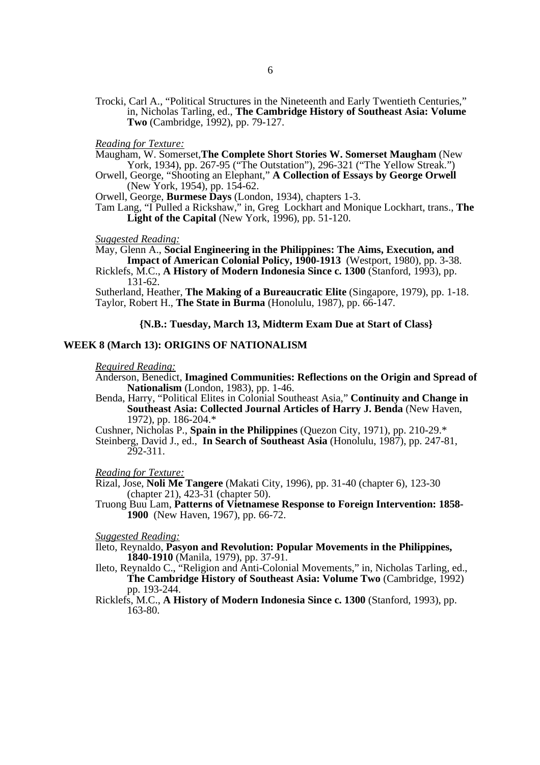Trocki, Carl A., "Political Structures in the Nineteenth and Early Twentieth Centuries," in, Nicholas Tarling, ed., **The Cambridge History of Southeast Asia: Volume Two** (Cambridge, 1992), pp. 79-127.

*Reading for Texture:*

Maugham, W. Somerset,**The Complete Short Stories W. Somerset Maugham** (New York, 1934), pp. 267-95 ("The Outstation"), 296-321 ("The Yellow Streak.")

Orwell, George, "Shooting an Elephant," **A Collection of Essays by George Orwell** (New York, 1954), pp. 154-62.

Orwell, George, **Burmese Days** (London, 1934), chapters 1-3.

Tam Lang, "I Pulled a Rickshaw," in, Greg Lockhart and Monique Lockhart, trans., **The Light of the Capital** (New York, 1996), pp. 51-120.

*Suggested Reading:*

May, Glenn A., **Social Engineering in the Philippines: The Aims, Execution, and Impact of American Colonial Policy, 1900-1913** (Westport, 1980), pp. 3-38.

Ricklefs, M.C., **A History of Modern Indonesia Since c. 1300** (Stanford, 1993), pp. 131-62.

Sutherland, Heather, **The Making of a Bureaucratic Elite** (Singapore, 1979), pp. 1-18.

Taylor, Robert H., **The State in Burma** (Honolulu, 1987), pp. 66-147.

**{N.B.: Tuesday, March 13, Midterm Exam Due at Start of Class}**

## WEEK 8 (March 13): ORIGINS OF NATIONALISM

*Required Reading:*

Anderson, Benedict, **Imagined Communities: Reflections on the Origin and Spread of Nationalism** (London, 1983), pp. 1-46.

Benda, Harry, "Political Elites in Colonial Southeast Asia," **Continuity and Change in Southeast Asia: Collected Journal Articles of Harry J. Benda** (New Haven, 1972), pp. 186-204.*

Cushner, Nicholas P., **Spain in the Philippines** (Quezon City, 1971), pp. 210-29.*

Steinberg, David J., ed., **In Search of Southeast Asia** (Honolulu, 1987), pp. 247-81, 292-311.

*Reading for Texture:*

Rizal, Jose, **Noli Me Tangere** (Makati City, 1996), pp. 31-40 (chapter 6), 123-30 (chapter 21), 423-31 (chapter 50).

Truong Buu Lam, **Patterns of Vietnamese Response to Foreign Intervention: 1858-1900** (New Haven, 1967), pp. 66-72.

*Suggested Reading:*

Ileto, Reynaldo, **Pasyon and Revolution: Popular Movements in the Philippines, 1840-1910** (Manila, 1979), pp. 37-91.

Ileto, Reynaldo C., "Religion and Anti-Colonial Movements," in, Nicholas Tarling, ed., **The Cambridge History of Southeast Asia: Volume Two** (Cambridge, 1992) pp. 193-244.

Ricklefs, M.C., **A History of Modern Indonesia Since c. 1300** (Stanford, 1993), pp. 163-80.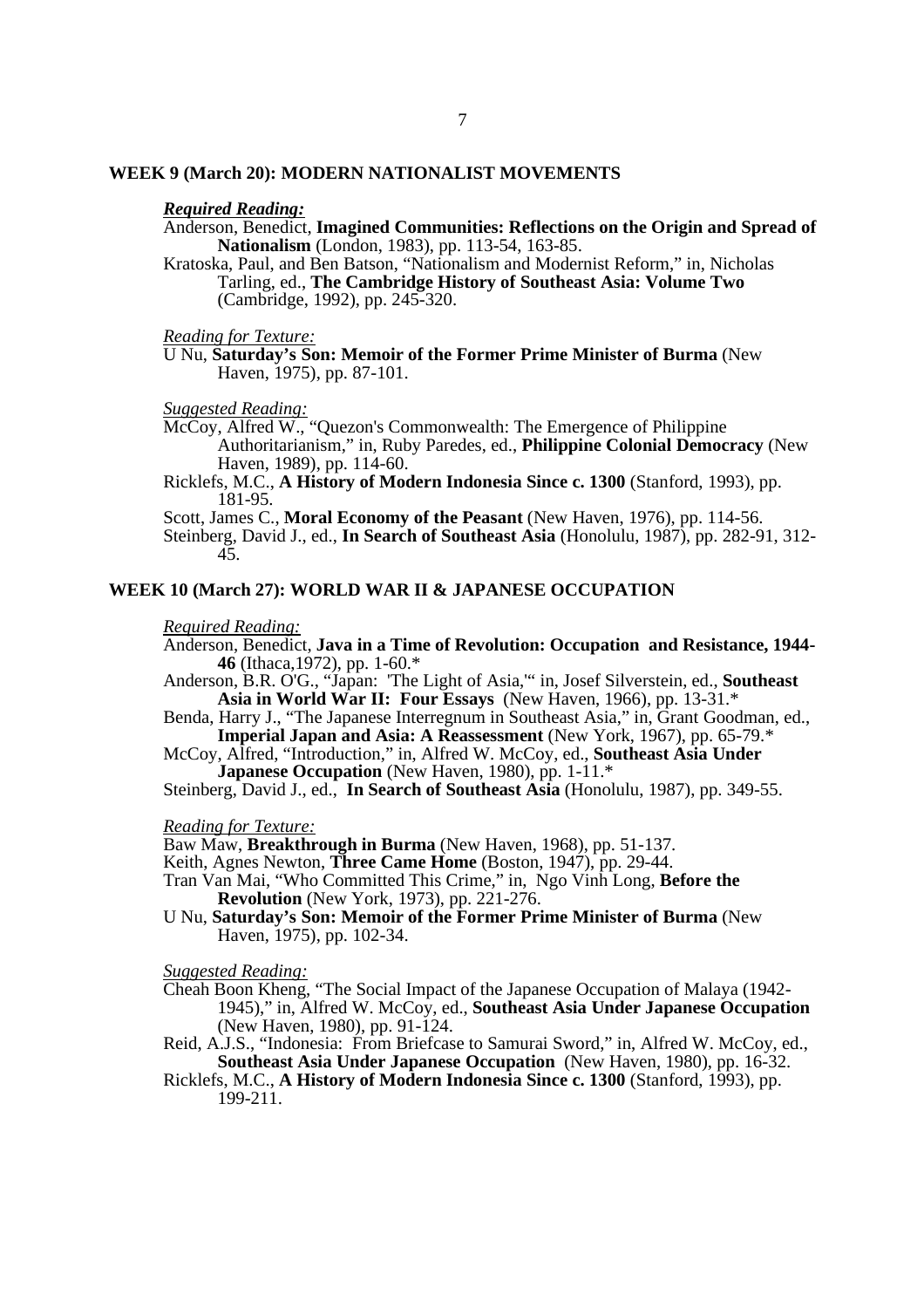## WEEK 9 (March 20): MODERN NATIONALIST MOVEMENTS

***Required Reading:***

Anderson, Benedict, **Imagined Communities: Reflections on the Origin and Spread of Nationalism** (London, 1983), pp. 113-54, 163-85.

Kratoska, Paul, and Ben Batson, "Nationalism and Modernist Reform," in, Nicholas Tarling, ed., **The Cambridge History of Southeast Asia: Volume Two** (Cambridge, 1992), pp. 245-320.

*Reading for Texture:*

U Nu, **Saturday's Son: Memoir of the Former Prime Minister of Burma** (New Haven, 1975), pp. 87-101.

*Suggested Reading:*

McCoy, Alfred W., "Quezon's Commonwealth: The Emergence of Philippine Authoritarianism," in, Ruby Paredes, ed., **Philippine Colonial Democracy** (New Haven, 1989), pp. 114-60.

Ricklefs, M.C., **A History of Modern Indonesia Since c. 1300** (Stanford, 1993), pp. 181-95.

Scott, James C., **Moral Economy of the Peasant** (New Haven, 1976), pp. 114-56.

Steinberg, David J., ed., **In Search of Southeast Asia** (Honolulu, 1987), pp. 282-91, 312-45.

## WEEK 10 (March 27): WORLD WAR II & JAPANESE OCCUPATION

*Required Reading:*

Anderson, Benedict, **Java in a Time of Revolution: Occupation and Resistance, 1944-46** (Ithaca,1972), pp. 1-60.*

Anderson, B.R. O'G., "Japan: 'The Light of Asia,'" in, Josef Silverstein, ed., **Southeast Asia in World War II: Four Essays** (New Haven, 1966), pp. 13-31.*

Benda, Harry J., "The Japanese Interregnum in Southeast Asia," in, Grant Goodman, ed., **Imperial Japan and Asia: A Reassessment** (New York, 1967), pp. 65-79.*

McCoy, Alfred, "Introduction," in, Alfred W. McCoy, ed., **Southeast Asia Under Japanese Occupation** (New Haven, 1980), pp. 1-11.*

Steinberg, David J., ed., **In Search of Southeast Asia** (Honolulu, 1987), pp. 349-55.

*Reading for Texture:*

Baw Maw, **Breakthrough in Burma** (New Haven, 1968), pp. 51-137.

Keith, Agnes Newton, **Three Came Home** (Boston, 1947), pp. 29-44.

Tran Van Mai, "Who Committed This Crime," in, Ngo Vinh Long, **Before the Revolution** (New York, 1973), pp. 221-276.

U Nu, **Saturday's Son: Memoir of the Former Prime Minister of Burma** (New Haven, 1975), pp. 102-34.

*Suggested Reading:*

Cheah Boon Kheng, "The Social Impact of the Japanese Occupation of Malaya (1942-1945)," in, Alfred W. McCoy, ed., **Southeast Asia Under Japanese Occupation** (New Haven, 1980), pp. 91-124.

Reid, A.J.S., "Indonesia: From Briefcase to Samurai Sword," in, Alfred W. McCoy, ed., **Southeast Asia Under Japanese Occupation** (New Haven, 1980), pp. 16-32.

Ricklefs, M.C., **A History of Modern Indonesia Since c. 1300** (Stanford, 1993), pp. 199-211.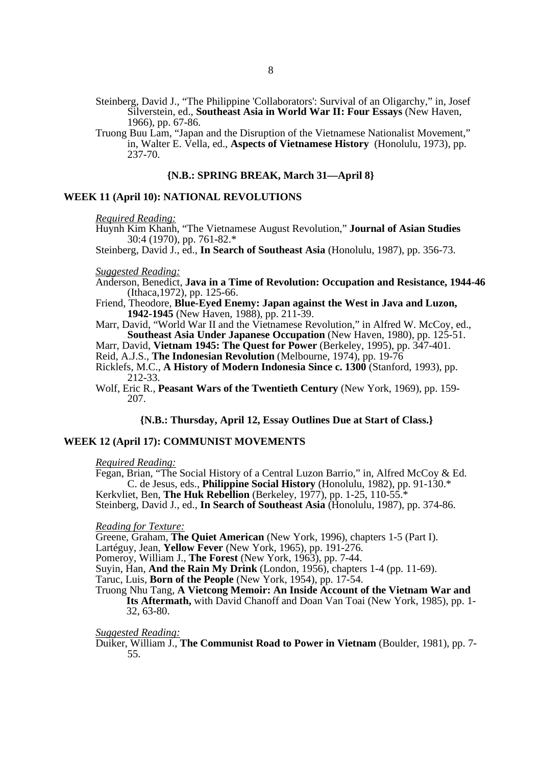Steinberg, David J., "The Philippine 'Collaborators': Survival of an Oligarchy," in, Josef Silverstein, ed., **Southeast Asia in World War II: Four Essays** (New Haven, 1966), pp. 67-86.

Truong Buu Lam, "Japan and the Disruption of the Vietnamese Nationalist Movement," in, Walter E. Vella, ed., **Aspects of Vietnamese History** (Honolulu, 1973), pp. 237-70.

**{N.B.: SPRING BREAK, March 31—April 8}**

## WEEK 11 (April 10): NATIONAL REVOLUTIONS

*Required Reading:*

Huynh Kim Khanh, "The Vietnamese August Revolution," **Journal of Asian Studies** 30:4 (1970), pp. 761-82.*

Steinberg, David J., ed., **In Search of Southeast Asia** (Honolulu, 1987), pp. 356-73.

*Suggested Reading:*

Anderson, Benedict, **Java in a Time of Revolution: Occupation and Resistance, 1944-46** (Ithaca,1972), pp. 125-66.

Friend, Theodore, **Blue-Eyed Enemy: Japan against the West in Java and Luzon, 1942-1945** (New Haven, 1988), pp. 211-39.

Marr, David, "World War II and the Vietnamese Revolution," in Alfred W. McCoy, ed., **Southeast Asia Under Japanese Occupation** (New Haven, 1980), pp. 125-51.

Marr, David, **Vietnam 1945: The Quest for Power** (Berkeley, 1995), pp. 347-401.

Reid, A.J.S., **The Indonesian Revolution** (Melbourne, 1974), pp. 19-76

Ricklefs, M.C., **A History of Modern Indonesia Since c. 1300** (Stanford, 1993), pp. 212-33.

Wolf, Eric R., **Peasant Wars of the Twentieth Century** (New York, 1969), pp. 159-207.

**{N.B.: Thursday, April 12, Essay Outlines Due at Start of Class.}**

## WEEK 12 (April 17): COMMUNIST MOVEMENTS

*Required Reading:*

Fegan, Brian, "The Social History of a Central Luzon Barrio," in, Alfred McCoy & Ed. C. de Jesus, eds., **Philippine Social History** (Honolulu, 1982), pp. 91-130.*

Kerkvliet, Ben, **The Huk Rebellion** (Berkeley, 1977), pp. 1-25, 110-55.*

Steinberg, David J., ed., **In Search of Southeast Asia** (Honolulu, 1987), pp. 374-86.

*Reading for Texture:*

Greene, Graham, **The Quiet American** (New York, 1996), chapters 1-5 (Part I).

Lartéguy, Jean, **Yellow Fever** (New York, 1965), pp. 191-276.

Pomeroy, William J., **The Forest** (New York, 1963), pp. 7-44.

Suyin, Han, **And the Rain My Drink** (London, 1956), chapters 1-4 (pp. 11-69).

Taruc, Luis, **Born of the People** (New York, 1954), pp. 17-54.

Truong Nhu Tang, **A Vietcong Memoir: An Inside Account of the Vietnam War and Its Aftermath,** with David Chanoff and Doan Van Toai (New York, 1985), pp. 1-32, 63-80.

*Suggested Reading:*

Duiker, William J., **The Communist Road to Power in Vietnam** (Boulder, 1981), pp. 7-55.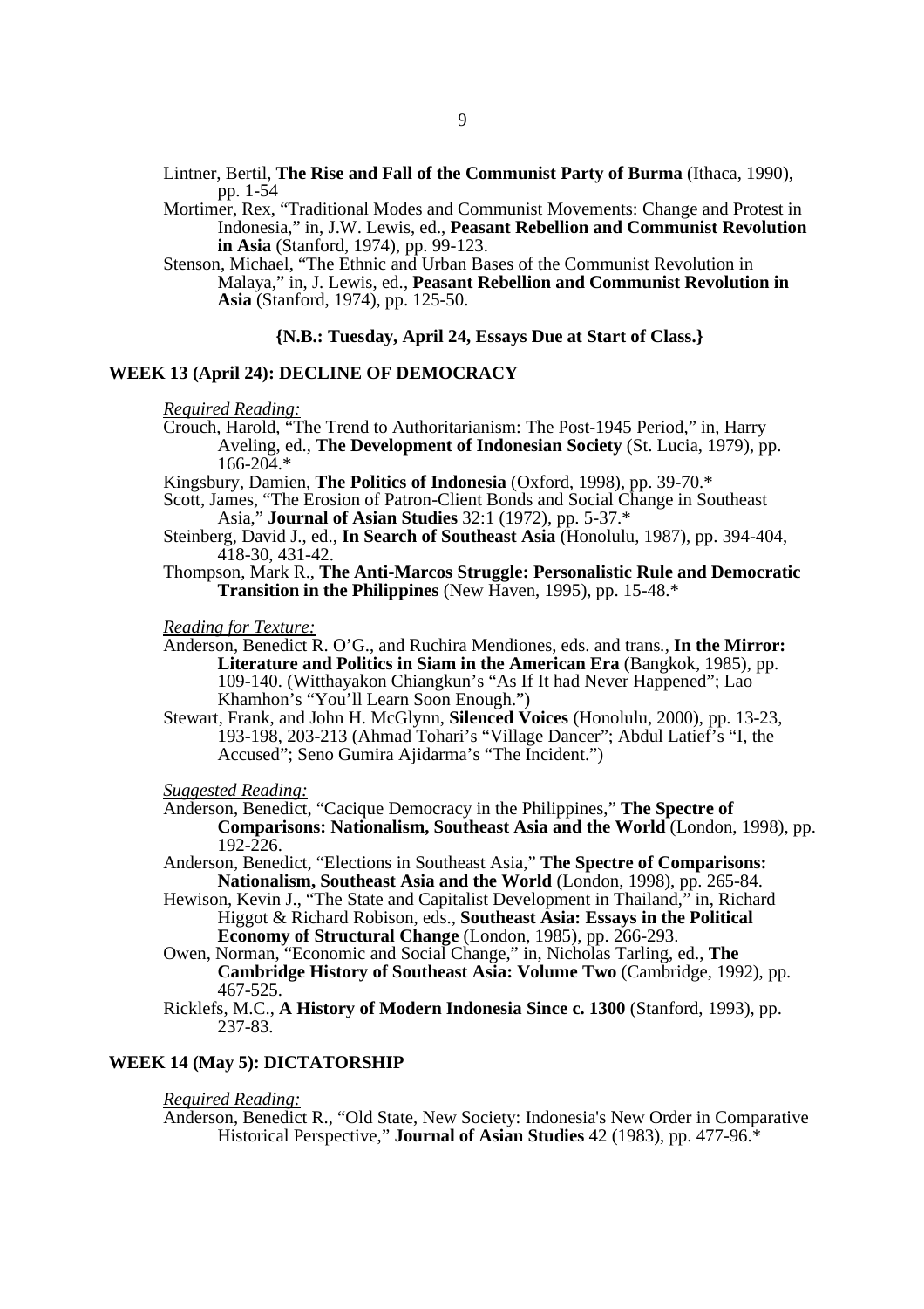Lintner, Bertil, **The Rise and Fall of the Communist Party of Burma** (Ithaca, 1990), pp. 1-54

Mortimer, Rex, "Traditional Modes and Communist Movements: Change and Protest in Indonesia," in, J.W. Lewis, ed., **Peasant Rebellion and Communist Revolution in Asia** (Stanford, 1974), pp. 99-123.

Stenson, Michael, "The Ethnic and Urban Bases of the Communist Revolution in Malaya," in, J. Lewis, ed., **Peasant Rebellion and Communist Revolution in Asia** (Stanford, 1974), pp. 125-50.

**{N.B.: Tuesday, April 24, Essays Due at Start of Class.}**

## WEEK 13 (April 24): DECLINE OF DEMOCRACY

*Required Reading:*

Crouch, Harold, "The Trend to Authoritarianism: The Post-1945 Period," in, Harry Aveling, ed., **The Development of Indonesian Society** (St. Lucia, 1979), pp. 166-204.*

Kingsbury, Damien, **The Politics of Indonesia** (Oxford, 1998), pp. 39-70.*

Scott, James, "The Erosion of Patron-Client Bonds and Social Change in Southeast Asia," **Journal of Asian Studies** 32:1 (1972), pp. 5-37.*

Steinberg, David J., ed., **In Search of Southeast Asia** (Honolulu, 1987), pp. 394-404, 418-30, 431-42.

Thompson, Mark R., **The Anti-Marcos Struggle: Personalistic Rule and Democratic Transition in the Philippines** (New Haven, 1995), pp. 15-48.*

*Reading for Texture:*

Anderson, Benedict R. O'G., and Ruchira Mendiones, eds. and trans., **In the Mirror: Literature and Politics in Siam in the American Era** (Bangkok, 1985), pp. 109-140. (Witthayakon Chiangkun's "As If It had Never Happened"; Lao Khamhon's "You'll Learn Soon Enough.")

Stewart, Frank, and John H. McGlynn, **Silenced Voices** (Honolulu, 2000), pp. 13-23, 193-198, 203-213 (Ahmad Tohari's "Village Dancer"; Abdul Latief's "I, the Accused"; Seno Gumira Ajidarma's "The Incident.")

*Suggested Reading:*

Anderson, Benedict, "Cacique Democracy in the Philippines," **The Spectre of Comparisons: Nationalism, Southeast Asia and the World** (London, 1998), pp. 192-226.

Anderson, Benedict, "Elections in Southeast Asia," **The Spectre of Comparisons: Nationalism, Southeast Asia and the World** (London, 1998), pp. 265-84.

Hewison, Kevin J., "The State and Capitalist Development in Thailand," in, Richard Higgot & Richard Robison, eds., **Southeast Asia: Essays in the Political Economy of Structural Change** (London, 1985), pp. 266-293.

Owen, Norman, "Economic and Social Change," in, Nicholas Tarling, ed., **The Cambridge History of Southeast Asia: Volume Two** (Cambridge, 1992), pp. 467-525.

Ricklefs, M.C., **A History of Modern Indonesia Since c. 1300** (Stanford, 1993), pp. 237-83.

## WEEK 14 (May 5): DICTATORSHIP

*Required Reading:*

Anderson, Benedict R., "Old State, New Society: Indonesia's New Order in Comparative Historical Perspective," **Journal of Asian Studies** 42 (1983), pp. 477-96.*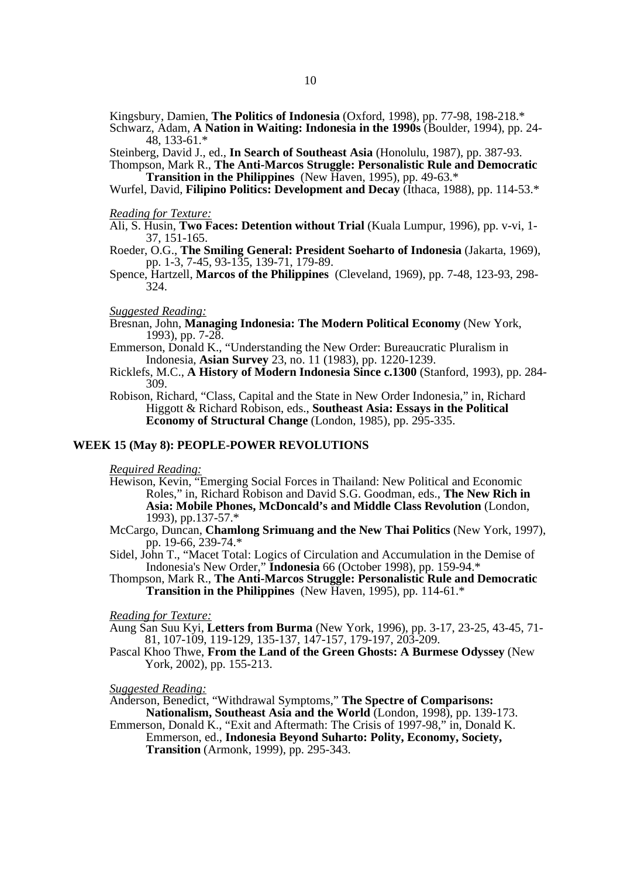Kingsbury, Damien, **The Politics of Indonesia** (Oxford, 1998), pp. 77-98, 198-218.*
Schwarz, Adam, **A Nation in Waiting: Indonesia in the 1990s** (Boulder, 1994), pp. 24-48, 133-61.*
Steinberg, David J., ed., **In Search of Southeast Asia** (Honolulu, 1987), pp. 387-93.
Thompson, Mark R., **The Anti-Marcos Struggle: Personalistic Rule and Democratic Transition in the Philippines** (New Haven, 1995), pp. 49-63.*
Wurfel, David, **Filipino Politics: Development and Decay** (Ithaca, 1988), pp. 114-53.*

*Reading for Texture:*
Ali, S. Husin, **Two Faces: Detention without Trial** (Kuala Lumpur, 1996), pp. v-vi, 1-37, 151-165.
Roeder, O.G., **The Smiling General: President Soeharto of Indonesia** (Jakarta, 1969), pp. 1-3, 7-45, 93-135, 139-71, 179-89.
Spence, Hartzell, **Marcos of the Philippines** (Cleveland, 1969), pp. 7-48, 123-93, 298-324.

*Suggested Reading:*
Bresnan, John, **Managing Indonesia: The Modern Political Economy** (New York, 1993), pp. 7-28.
Emmerson, Donald K., "Understanding the New Order: Bureaucratic Pluralism in Indonesia, **Asian Survey** 23, no. 11 (1983), pp. 1220-1239.
Ricklefs, M.C., **A History of Modern Indonesia Since c.1300** (Stanford, 1993), pp. 284-309.
Robison, Richard, "Class, Capital and the State in New Order Indonesia," in, Richard Higgott & Richard Robison, eds., **Southeast Asia: Essays in the Political Economy of Structural Change** (London, 1985), pp. 295-335.

### WEEK 15 (May 8): PEOPLE-POWER REVOLUTIONS

*Required Reading:*
Hewison, Kevin, "Emerging Social Forces in Thailand: New Political and Economic Roles," in, Richard Robison and David S.G. Goodman, eds., **The New Rich in Asia: Mobile Phones, McDoncald's and Middle Class Revolution** (London, 1993), pp.137-57.*
McCargo, Duncan, **Chamlong Srimuang and the New Thai Politics** (New York, 1997), pp. 19-66, 239-74.*
Sidel, John T., "Macet Total: Logics of Circulation and Accumulation in the Demise of Indonesia's New Order," **Indonesia** 66 (October 1998), pp. 159-94.*
Thompson, Mark R., **The Anti-Marcos Struggle: Personalistic Rule and Democratic Transition in the Philippines** (New Haven, 1995), pp. 114-61.*

*Reading for Texture:*
Aung San Suu Kyi, **Letters from Burma** (New York, 1996), pp. 3-17, 23-25, 43-45, 71-81, 107-109, 119-129, 135-137, 147-157, 179-197, 203-209.
Pascal Khoo Thwe, **From the Land of the Green Ghosts: A Burmese Odyssey** (New York, 2002), pp. 155-213.

*Suggested Reading:*
Anderson, Benedict, "Withdrawal Symptoms," **The Spectre of Comparisons: Nationalism, Southeast Asia and the World** (London, 1998), pp. 139-173.
Emmerson, Donald K., "Exit and Aftermath: The Crisis of 1997-98," in, Donald K. Emmerson, ed., **Indonesia Beyond Suharto: Polity, Economy, Society, Transition** (Armonk, 1999), pp. 295-343.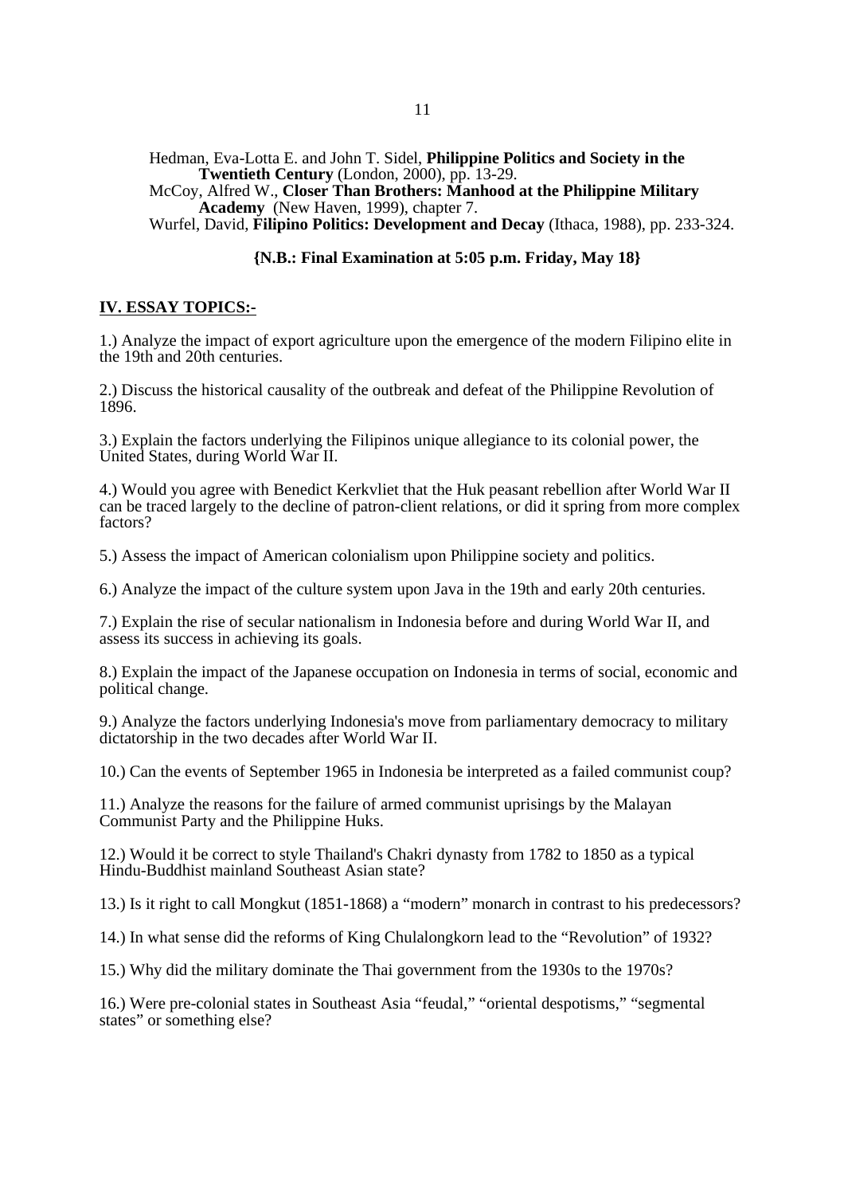Hedman, Eva-Lotta E. and John T. Sidel, **Philippine Politics and Society in the Twentieth Century** (London, 2000), pp. 13-29.
McCoy, Alfred W., **Closer Than Brothers: Manhood at the Philippine Military Academy** (New Haven, 1999), chapter 7.
Wurfel, David, **Filipino Politics: Development and Decay** (Ithaca, 1988), pp. 233-324.

**{N.B.: Final Examination at 5:05 p.m. Friday, May 18}**

## IV. ESSAY TOPICS:-

1.) Analyze the impact of export agriculture upon the emergence of the modern Filipino elite in the 19th and 20th centuries.

2.) Discuss the historical causality of the outbreak and defeat of the Philippine Revolution of 1896.

3.) Explain the factors underlying the Filipinos unique allegiance to its colonial power, the United States, during World War II.

4.) Would you agree with Benedict Kerkvliet that the Huk peasant rebellion after World War II can be traced largely to the decline of patron-client relations, or did it spring from more complex factors?

5.) Assess the impact of American colonialism upon Philippine society and politics.

6.) Analyze the impact of the culture system upon Java in the 19th and early 20th centuries.

7.) Explain the rise of secular nationalism in Indonesia before and during World War II, and assess its success in achieving its goals.

8.) Explain the impact of the Japanese occupation on Indonesia in terms of social, economic and political change.

9.) Analyze the factors underlying Indonesia's move from parliamentary democracy to military dictatorship in the two decades after World War II.

10.) Can the events of September 1965 in Indonesia be interpreted as a failed communist coup?

11.) Analyze the reasons for the failure of armed communist uprisings by the Malayan Communist Party and the Philippine Huks.

12.) Would it be correct to style Thailand's Chakri dynasty from 1782 to 1850 as a typical Hindu-Buddhist mainland Southeast Asian state?

13.) Is it right to call Mongkut (1851-1868) a "modern" monarch in contrast to his predecessors?

14.) In what sense did the reforms of King Chulalongkorn lead to the "Revolution" of 1932?

15.) Why did the military dominate the Thai government from the 1930s to the 1970s?

16.) Were pre-colonial states in Southeast Asia "feudal," "oriental despotisms," "segmental states" or something else?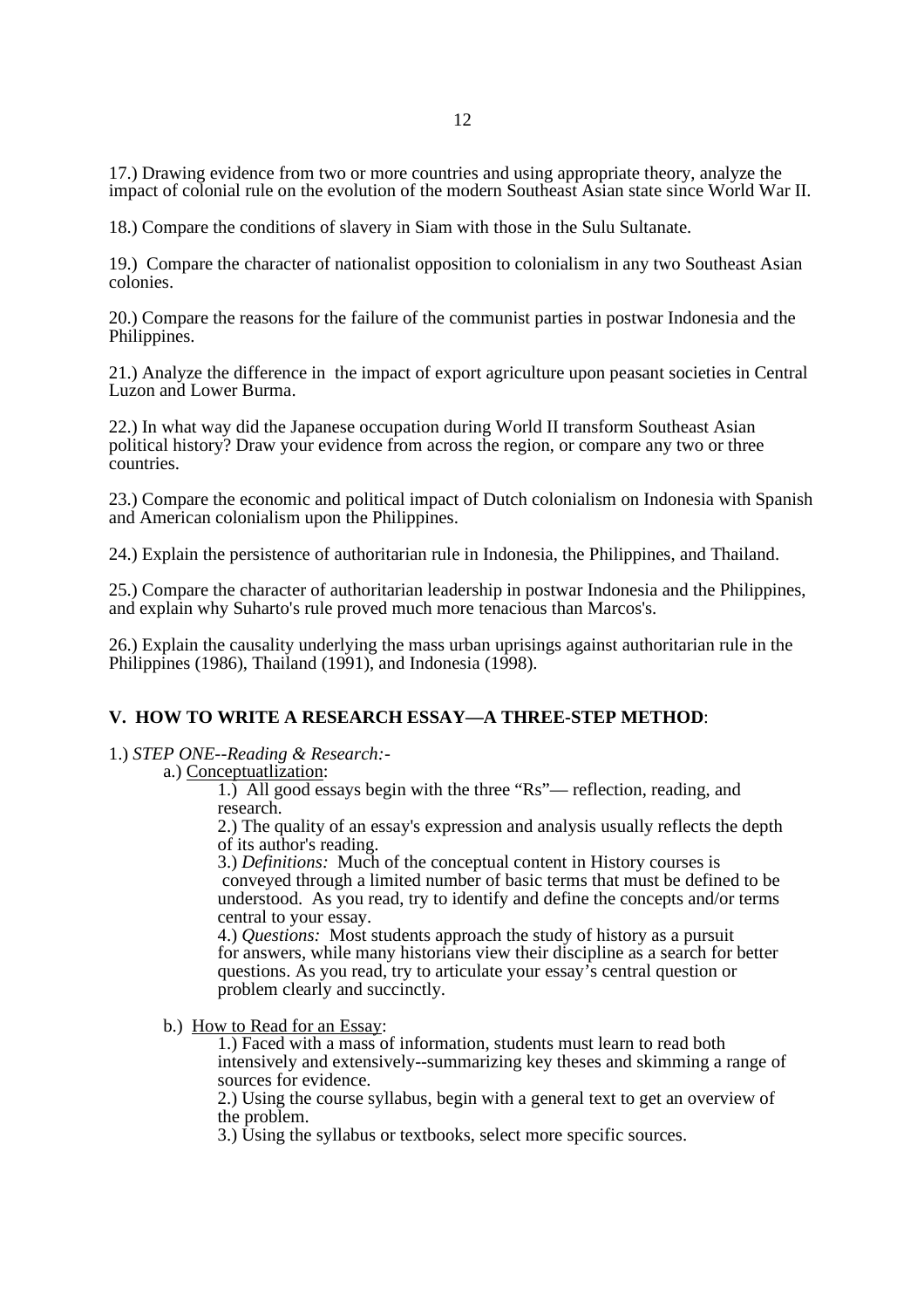17.) Drawing evidence from two or more countries and using appropriate theory, analyze the impact of colonial rule on the evolution of the modern Southeast Asian state since World War II.

18.) Compare the conditions of slavery in Siam with those in the Sulu Sultanate.

19.) Compare the character of nationalist opposition to colonialism in any two Southeast Asian colonies.

20.) Compare the reasons for the failure of the communist parties in postwar Indonesia and the Philippines.

21.) Analyze the difference in the impact of export agriculture upon peasant societies in Central Luzon and Lower Burma.

22.) In what way did the Japanese occupation during World II transform Southeast Asian political history? Draw your evidence from across the region, or compare any two or three countries.

23.) Compare the economic and political impact of Dutch colonialism on Indonesia with Spanish and American colonialism upon the Philippines.

24.) Explain the persistence of authoritarian rule in Indonesia, the Philippines, and Thailand.

25.) Compare the character of authoritarian leadership in postwar Indonesia and the Philippines, and explain why Suharto's rule proved much more tenacious than Marcos's.

26.) Explain the causality underlying the mass urban uprisings against authoritarian rule in the Philippines (1986), Thailand (1991), and Indonesia (1998).

## V. HOW TO WRITE A RESEARCH ESSAY—A THREE-STEP METHOD:

1.) *STEP ONE--Reading & Research:-*

a.) <u>Conceptuatlization</u>:

1.) All good essays begin with the three "Rs"— reflection, reading, and research.

2.) The quality of an essay's expression and analysis usually reflects the depth of its author's reading.

3.) *Definitions:* Much of the conceptual content in History courses is conveyed through a limited number of basic terms that must be defined to be understood. As you read, try to identify and define the concepts and/or terms central to your essay.

4.) *Questions:* Most students approach the study of history as a pursuit for answers, while many historians view their discipline as a search for better questions. As you read, try to articulate your essay's central question or problem clearly and succinctly.

b.) <u>How to Read for an Essay</u>:

1.) Faced with a mass of information, students must learn to read both intensively and extensively--summarizing key theses and skimming a range of sources for evidence.

2.) Using the course syllabus, begin with a general text to get an overview of the problem.

3.) Using the syllabus or textbooks, select more specific sources.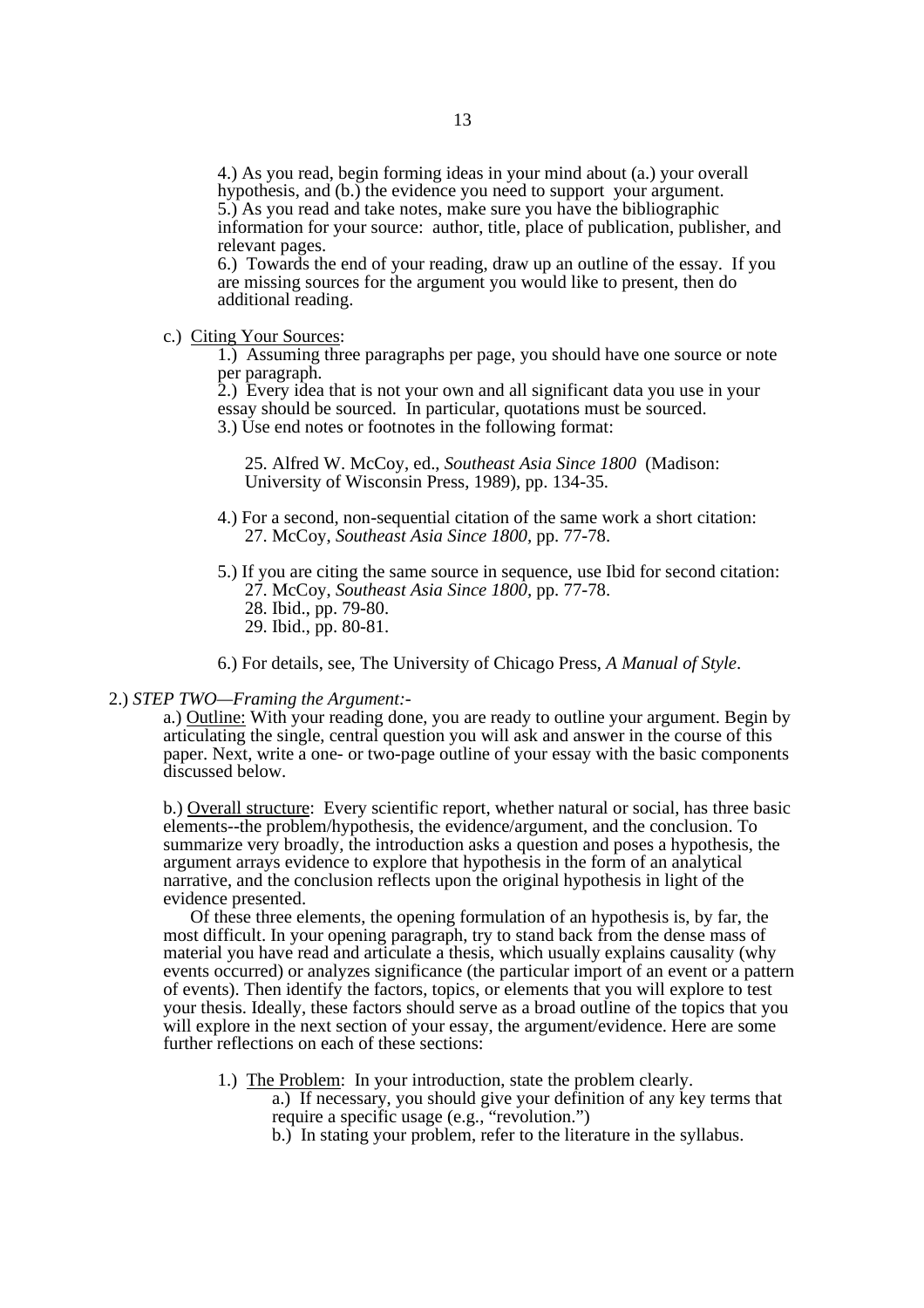4.) As you read, begin forming ideas in your mind about (a.) your overall hypothesis, and (b.) the evidence you need to support your argument.
5.) As you read and take notes, make sure you have the bibliographic information for your source: author, title, place of publication, publisher, and relevant pages.
6.) Towards the end of your reading, draw up an outline of the essay. If you are missing sources for the argument you would like to present, then do additional reading.

c.) Citing Your Sources:

1.) Assuming three paragraphs per page, you should have one source or note per paragraph.
2.) Every idea that is not your own and all significant data you use in your essay should be sourced. In particular, quotations must be sourced.
3.) Use end notes or footnotes in the following format:

> 25. Alfred W. McCoy, ed., *Southeast Asia Since 1800* (Madison: University of Wisconsin Press, 1989), pp. 134-35.

4.) For a second, non-sequential citation of the same work a short citation:
> 27. McCoy, *Southeast Asia Since 1800*, pp. 77-78.

5.) If you are citing the same source in sequence, use Ibid for second citation:
> 27. McCoy, *Southeast Asia Since 1800*, pp. 77-78.
> 28. Ibid., pp. 79-80.
> 29. Ibid., pp. 80-81.

6.) For details, see, The University of Chicago Press, *A Manual of Style*.

2.) *STEP TWO—Framing the Argument:-*

a.) Outline: With your reading done, you are ready to outline your argument. Begin by articulating the single, central question you will ask and answer in the course of this paper. Next, write a one- or two-page outline of your essay with the basic components discussed below.

b.) Overall structure: Every scientific report, whether natural or social, has three basic elements--the problem/hypothesis, the evidence/argument, and the conclusion. To summarize very broadly, the introduction asks a question and poses a hypothesis, the argument arrays evidence to explore that hypothesis in the form of an analytical narrative, and the conclusion reflects upon the original hypothesis in light of the evidence presented.

Of these three elements, the opening formulation of an hypothesis is, by far, the most difficult. In your opening paragraph, try to stand back from the dense mass of material you have read and articulate a thesis, which usually explains causality (why events occurred) or analyzes significance (the particular import of an event or a pattern of events). Then identify the factors, topics, or elements that you will explore to test your thesis. Ideally, these factors should serve as a broad outline of the topics that you will explore in the next section of your essay, the argument/evidence. Here are some further reflections on each of these sections:

1.) The Problem: In your introduction, state the problem clearly.
  a.) If necessary, you should give your definition of any key terms that require a specific usage (e.g., "revolution.")
  b.) In stating your problem, refer to the literature in the syllabus.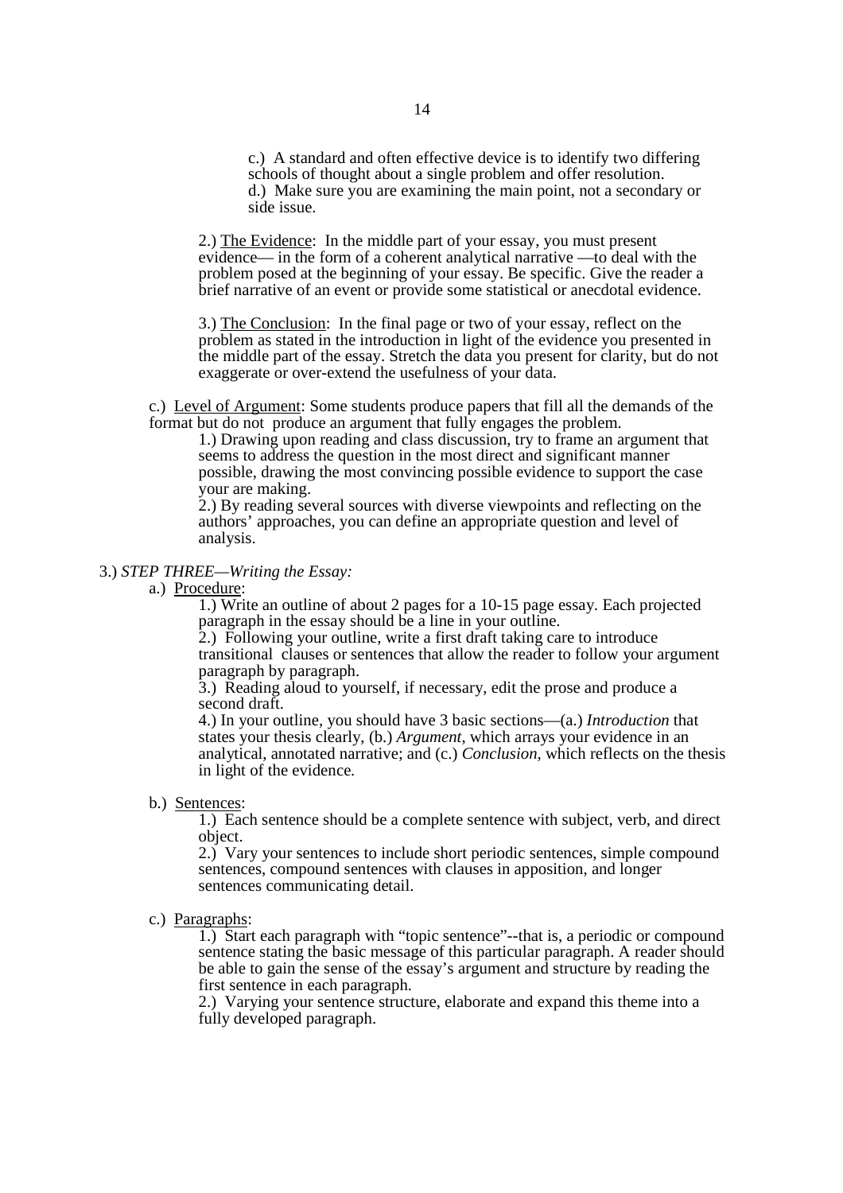c.) A standard and often effective device is to identify two differing schools of thought about a single problem and offer resolution.
d.) Make sure you are examining the main point, not a secondary or side issue.

2.) The Evidence: In the middle part of your essay, you must present evidence— in the form of a coherent analytical narrative —to deal with the problem posed at the beginning of your essay. Be specific. Give the reader a brief narrative of an event or provide some statistical or anecdotal evidence.

3.) The Conclusion: In the final page or two of your essay, reflect on the problem as stated in the introduction in light of the evidence you presented in the middle part of the essay. Stretch the data you present for clarity, but do not exaggerate or over-extend the usefulness of your data.

c.) Level of Argument: Some students produce papers that fill all the demands of the format but do not produce an argument that fully engages the problem.

1.) Drawing upon reading and class discussion, try to frame an argument that seems to address the question in the most direct and significant manner possible, drawing the most convincing possible evidence to support the case your are making.
2.) By reading several sources with diverse viewpoints and reflecting on the authors' approaches, you can define an appropriate question and level of analysis.

3.) *STEP THREE—Writing the Essay:*

a.) Procedure:

1.) Write an outline of about 2 pages for a 10-15 page essay. Each projected paragraph in the essay should be a line in your outline.
2.) Following your outline, write a first draft taking care to introduce transitional clauses or sentences that allow the reader to follow your argument paragraph by paragraph.
3.) Reading aloud to yourself, if necessary, edit the prose and produce a second draft.
4.) In your outline, you should have 3 basic sections—(a.) *Introduction* that states your thesis clearly, (b.) *Argument*, which arrays your evidence in an analytical, annotated narrative; and (c.) *Conclusion*, which reflects on the thesis in light of the evidence.

b.) Sentences:

1.) Each sentence should be a complete sentence with subject, verb, and direct object.
2.) Vary your sentences to include short periodic sentences, simple compound sentences, compound sentences with clauses in apposition, and longer sentences communicating detail.

c.) Paragraphs:

1.) Start each paragraph with "topic sentence"--that is, a periodic or compound sentence stating the basic message of this particular paragraph. A reader should be able to gain the sense of the essay's argument and structure by reading the first sentence in each paragraph.
2.) Varying your sentence structure, elaborate and expand this theme into a fully developed paragraph.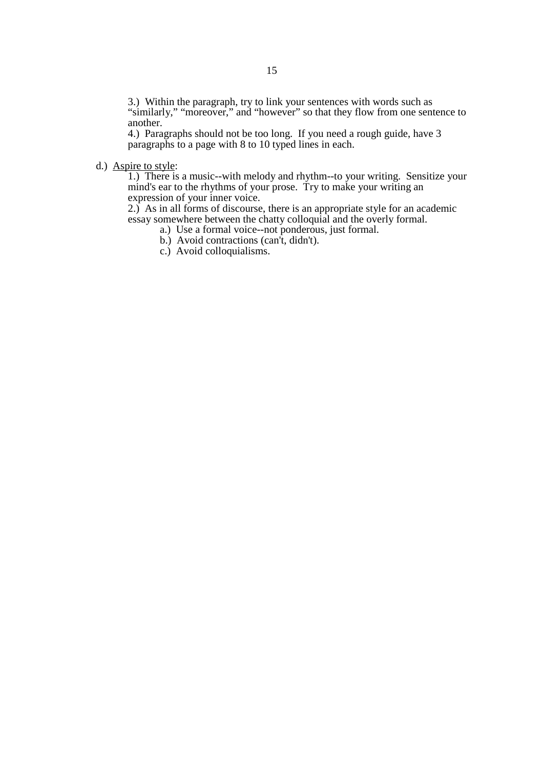3.) Within the paragraph, try to link your sentences with words such as "similarly," "moreover," and "however" so that they flow from one sentence to another.

4.) Paragraphs should not be too long. If you need a rough guide, have 3 paragraphs to a page with 8 to 10 typed lines in each.

d.) <u>Aspire to style</u>:

1.) There is a music--with melody and rhythm--to your writing. Sensitize your mind's ear to the rhythms of your prose. Try to make your writing an expression of your inner voice.

2.) As in all forms of discourse, there is an appropriate style for an academic essay somewhere between the chatty colloquial and the overly formal.

- a.) Use a formal voice--not ponderous, just formal.
- b.) Avoid contractions (can't, didn't).
- c.) Avoid colloquialisms.